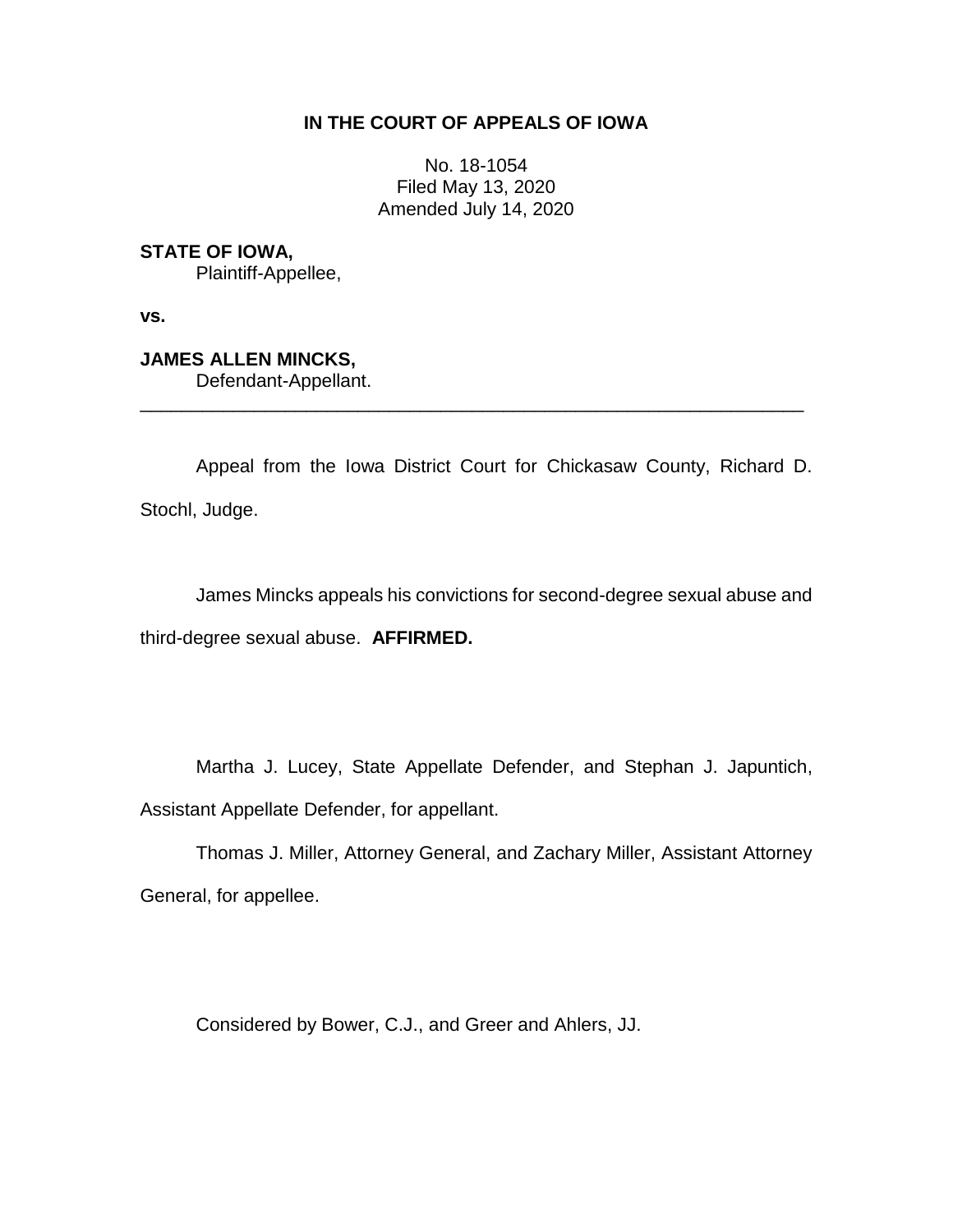# IN THE COURT OF APPEALS OF IOWA

No. 18-1054
Filed May 13, 2020
Amended July 14, 2020

**STATE OF IOWA,**
Plaintiff-Appellee,

**vs.**

**JAMES ALLEN MINCKS,**
Defendant-Appellant.

---

Appeal from the Iowa District Court for Chickasaw County, Richard D. Stochl, Judge.

James Mincks appeals his convictions for second-degree sexual abuse and third-degree sexual abuse. **AFFIRMED.**

Martha J. Lucey, State Appellate Defender, and Stephan J. Japuntich, Assistant Appellate Defender, for appellant.

Thomas J. Miller, Attorney General, and Zachary Miller, Assistant Attorney General, for appellee.

Considered by Bower, C.J., and Greer and Ahlers, JJ.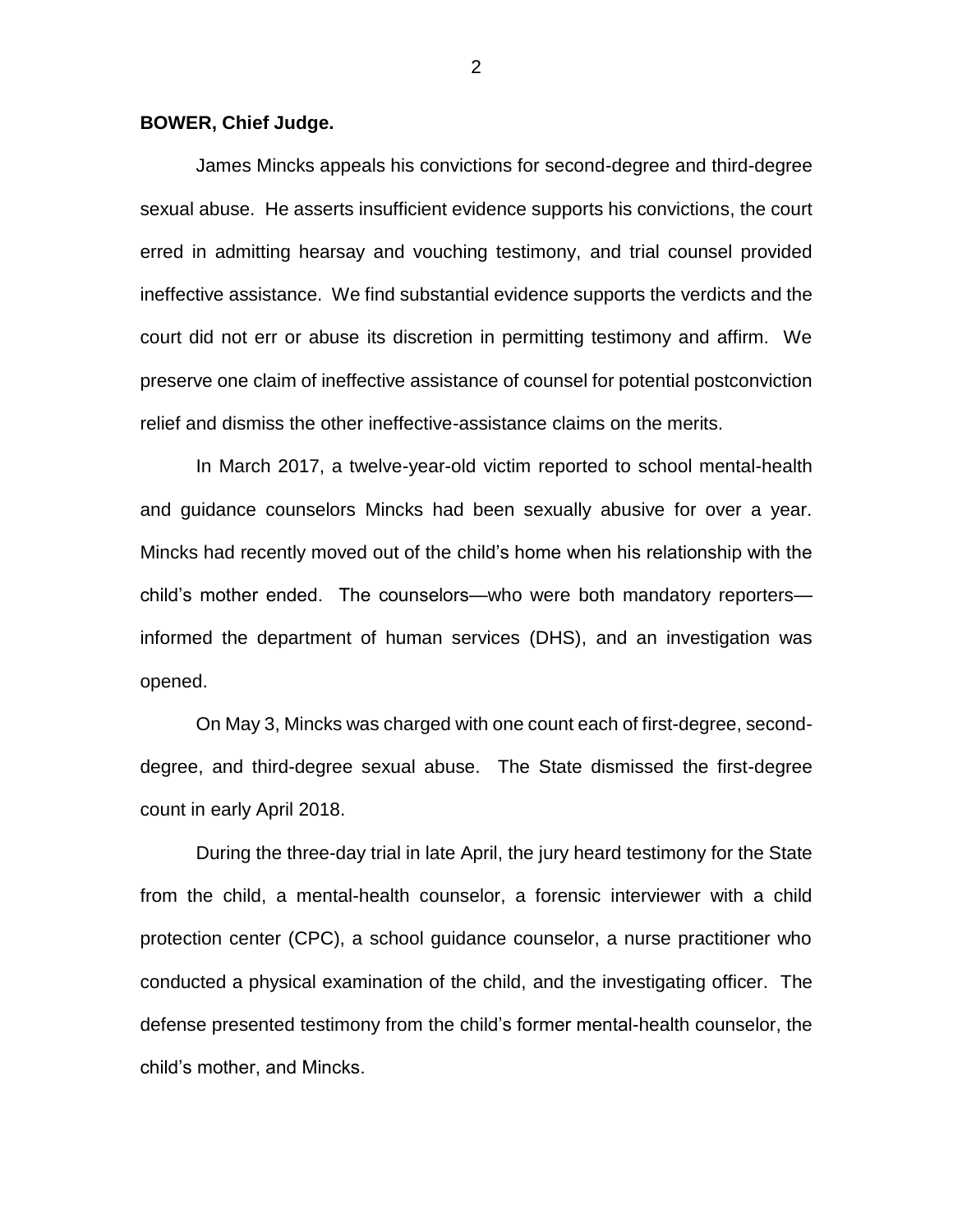**BOWER, Chief Judge.**

James Mincks appeals his convictions for second-degree and third-degree sexual abuse. He asserts insufficient evidence supports his convictions, the court erred in admitting hearsay and vouching testimony, and trial counsel provided ineffective assistance. We find substantial evidence supports the verdicts and the court did not err or abuse its discretion in permitting testimony and affirm. We preserve one claim of ineffective assistance of counsel for potential postconviction relief and dismiss the other ineffective-assistance claims on the merits.

In March 2017, a twelve-year-old victim reported to school mental-health and guidance counselors Mincks had been sexually abusive for over a year. Mincks had recently moved out of the child's home when his relationship with the child's mother ended. The counselors—who were both mandatory reporters—informed the department of human services (DHS), and an investigation was opened.

On May 3, Mincks was charged with one count each of first-degree, second-degree, and third-degree sexual abuse. The State dismissed the first-degree count in early April 2018.

During the three-day trial in late April, the jury heard testimony for the State from the child, a mental-health counselor, a forensic interviewer with a child protection center (CPC), a school guidance counselor, a nurse practitioner who conducted a physical examination of the child, and the investigating officer. The defense presented testimony from the child's former mental-health counselor, the child's mother, and Mincks.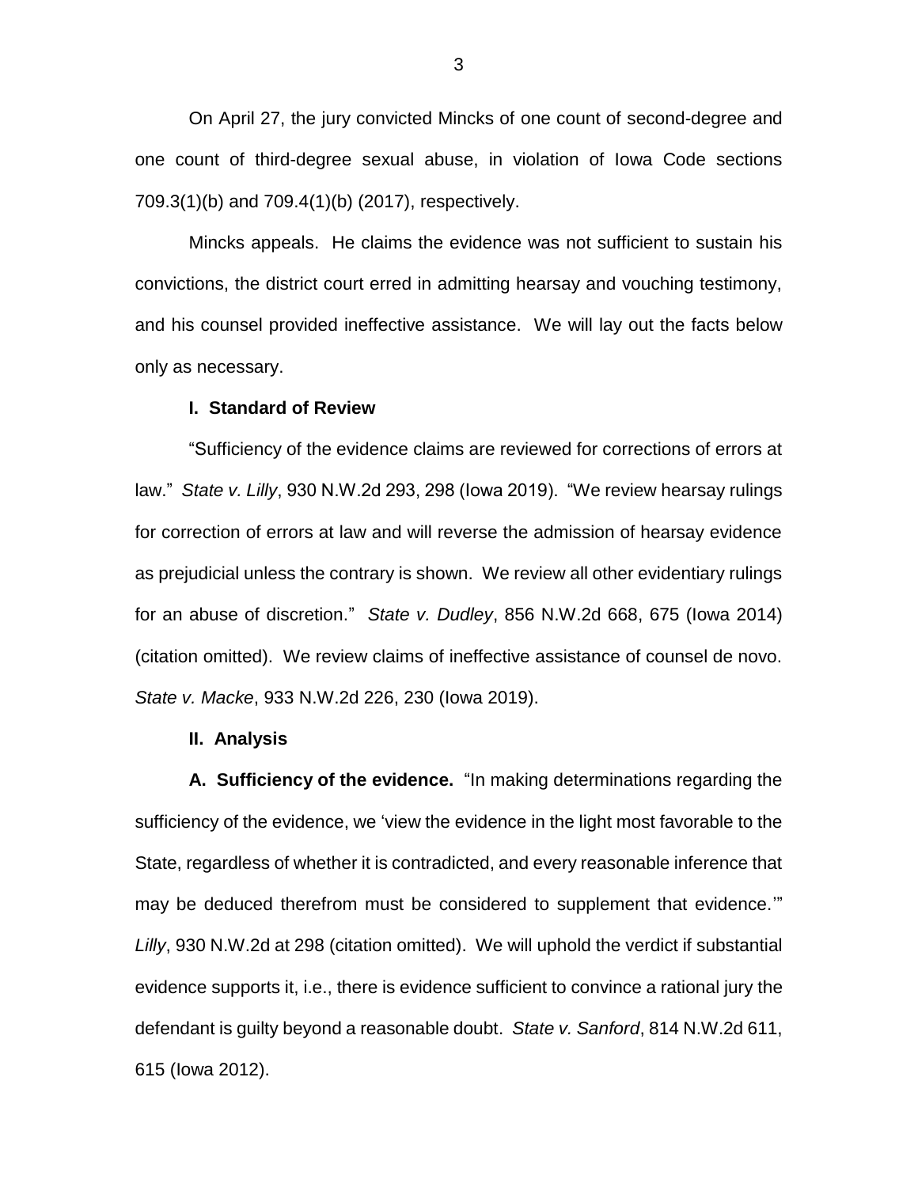On April 27, the jury convicted Mincks of one count of second-degree and one count of third-degree sexual abuse, in violation of Iowa Code sections 709.3(1)(b) and 709.4(1)(b) (2017), respectively.

Mincks appeals. He claims the evidence was not sufficient to sustain his convictions, the district court erred in admitting hearsay and vouching testimony, and his counsel provided ineffective assistance. We will lay out the facts below only as necessary.

**I. Standard of Review**

"Sufficiency of the evidence claims are reviewed for corrections of errors at law." *State v. Lilly*, 930 N.W.2d 293, 298 (Iowa 2019). "We review hearsay rulings for correction of errors at law and will reverse the admission of hearsay evidence as prejudicial unless the contrary is shown. We review all other evidentiary rulings for an abuse of discretion." *State v. Dudley*, 856 N.W.2d 668, 675 (Iowa 2014) (citation omitted). We review claims of ineffective assistance of counsel de novo. *State v. Macke*, 933 N.W.2d 226, 230 (Iowa 2019).

**II. Analysis**

**A. Sufficiency of the evidence.** "In making determinations regarding the sufficiency of the evidence, we 'view the evidence in the light most favorable to the State, regardless of whether it is contradicted, and every reasonable inference that may be deduced therefrom must be considered to supplement that evidence.'" *Lilly*, 930 N.W.2d at 298 (citation omitted). We will uphold the verdict if substantial evidence supports it, i.e., there is evidence sufficient to convince a rational jury the defendant is guilty beyond a reasonable doubt. *State v. Sanford*, 814 N.W.2d 611, 615 (Iowa 2012).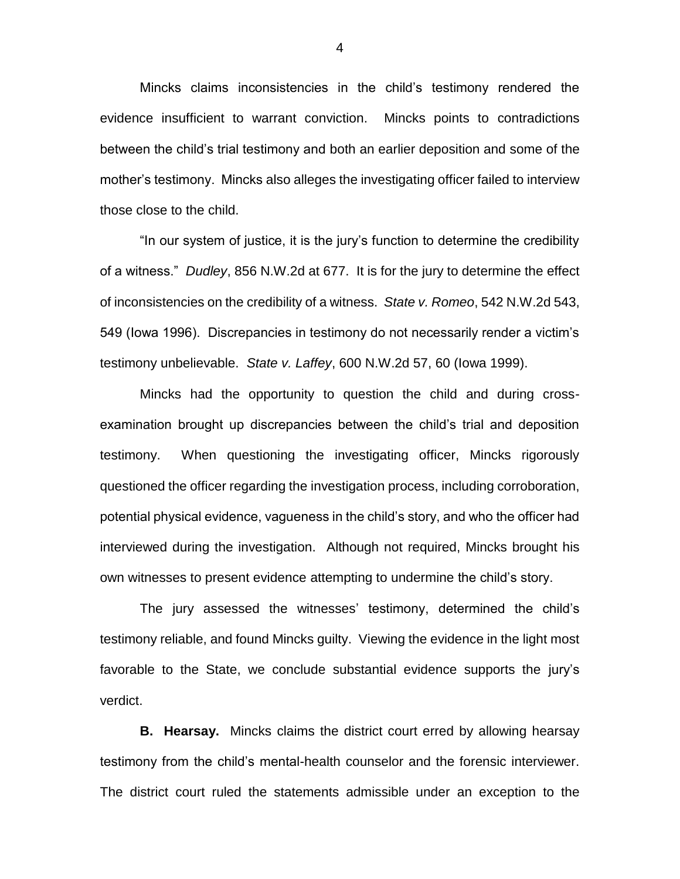Mincks claims inconsistencies in the child's testimony rendered the evidence insufficient to warrant conviction. Mincks points to contradictions between the child's trial testimony and both an earlier deposition and some of the mother's testimony. Mincks also alleges the investigating officer failed to interview those close to the child.

"In our system of justice, it is the jury's function to determine the credibility of a witness." *Dudley*, 856 N.W.2d at 677. It is for the jury to determine the effect of inconsistencies on the credibility of a witness. *State v. Romeo*, 542 N.W.2d 543, 549 (Iowa 1996). Discrepancies in testimony do not necessarily render a victim's testimony unbelievable. *State v. Laffey*, 600 N.W.2d 57, 60 (Iowa 1999).

Mincks had the opportunity to question the child and during cross-examination brought up discrepancies between the child's trial and deposition testimony. When questioning the investigating officer, Mincks rigorously questioned the officer regarding the investigation process, including corroboration, potential physical evidence, vagueness in the child's story, and who the officer had interviewed during the investigation. Although not required, Mincks brought his own witnesses to present evidence attempting to undermine the child's story.

The jury assessed the witnesses' testimony, determined the child's testimony reliable, and found Mincks guilty. Viewing the evidence in the light most favorable to the State, we conclude substantial evidence supports the jury's verdict.

**B. Hearsay.** Mincks claims the district court erred by allowing hearsay testimony from the child's mental-health counselor and the forensic interviewer. The district court ruled the statements admissible under an exception to the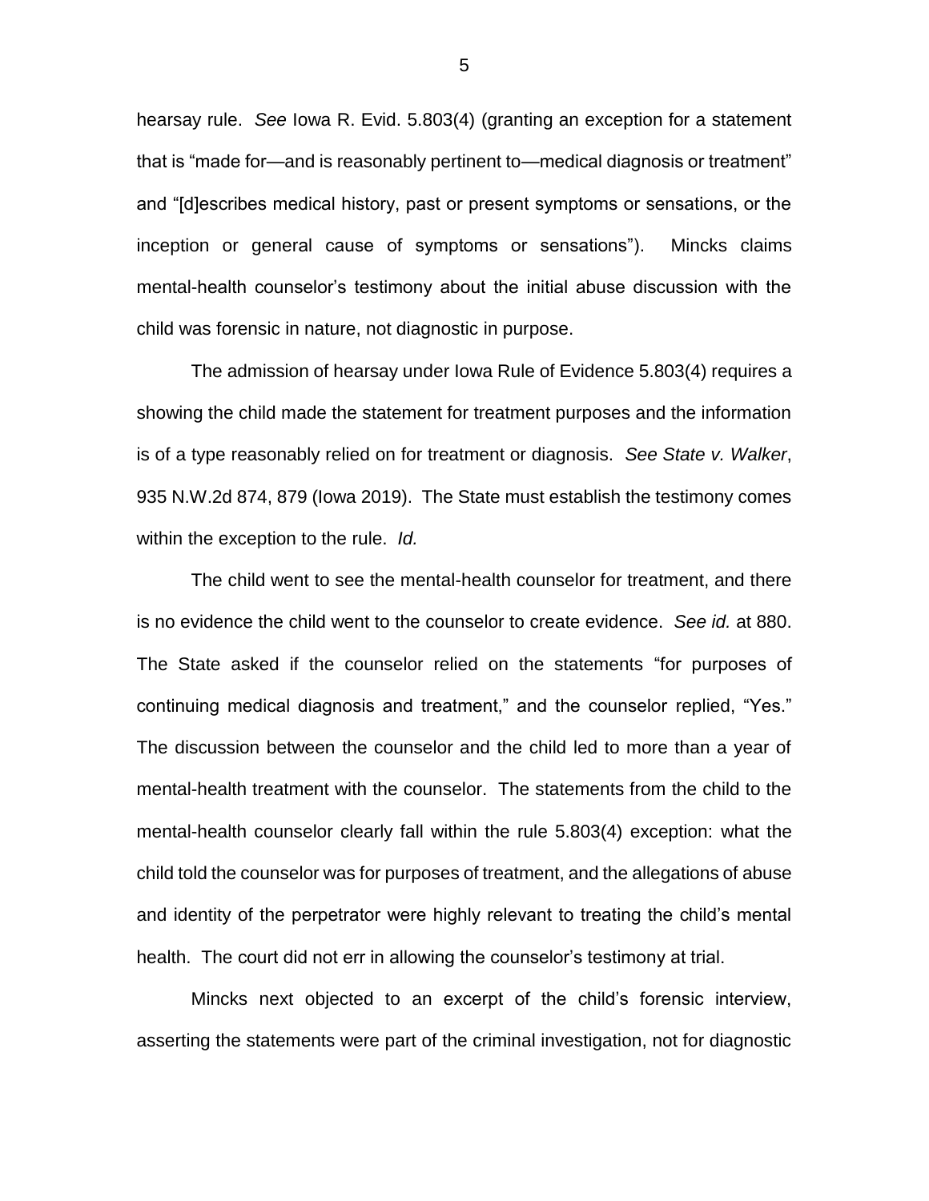hearsay rule. *See* Iowa R. Evid. 5.803(4) (granting an exception for a statement that is "made for—and is reasonably pertinent to—medical diagnosis or treatment" and "[d]escribes medical history, past or present symptoms or sensations, or the inception or general cause of symptoms or sensations"). Mincks claims mental-health counselor's testimony about the initial abuse discussion with the child was forensic in nature, not diagnostic in purpose.

The admission of hearsay under Iowa Rule of Evidence 5.803(4) requires a showing the child made the statement for treatment purposes and the information is of a type reasonably relied on for treatment or diagnosis. *See State v. Walker*, 935 N.W.2d 874, 879 (Iowa 2019). The State must establish the testimony comes within the exception to the rule. *Id.*

The child went to see the mental-health counselor for treatment, and there is no evidence the child went to the counselor to create evidence. *See id.* at 880. The State asked if the counselor relied on the statements "for purposes of continuing medical diagnosis and treatment," and the counselor replied, "Yes." The discussion between the counselor and the child led to more than a year of mental-health treatment with the counselor. The statements from the child to the mental-health counselor clearly fall within the rule 5.803(4) exception: what the child told the counselor was for purposes of treatment, and the allegations of abuse and identity of the perpetrator were highly relevant to treating the child's mental health. The court did not err in allowing the counselor's testimony at trial.

Mincks next objected to an excerpt of the child's forensic interview, asserting the statements were part of the criminal investigation, not for diagnostic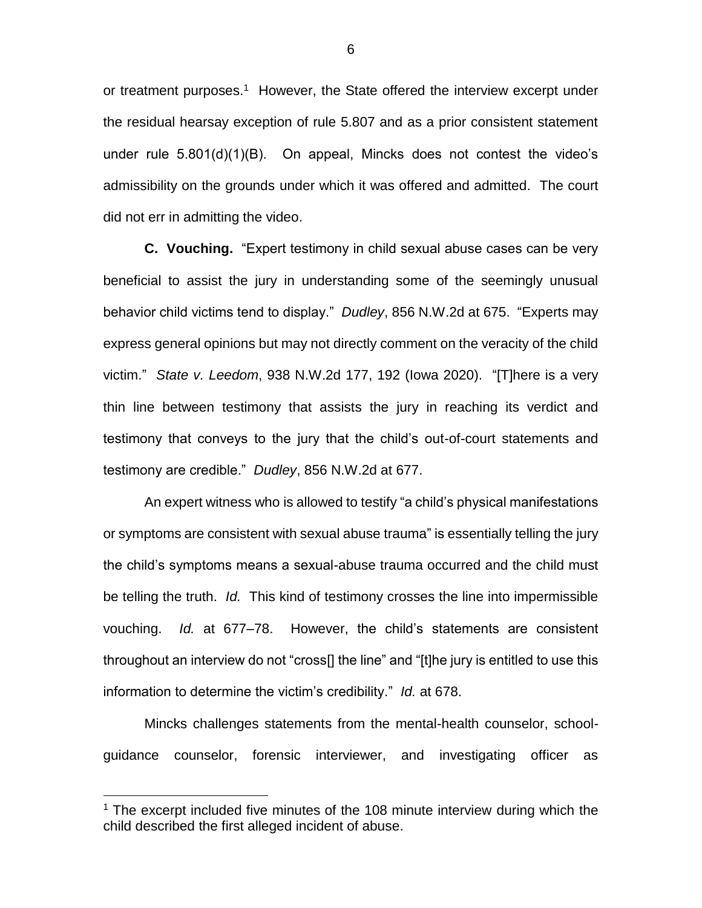or treatment purposes.[1] However, the State offered the interview excerpt under the residual hearsay exception of rule 5.807 and as a prior consistent statement under rule 5.801(d)(1)(B). On appeal, Mincks does not contest the video's admissibility on the grounds under which it was offered and admitted. The court did not err in admitting the video.

**C. Vouching.** "Expert testimony in child sexual abuse cases can be very beneficial to assist the jury in understanding some of the seemingly unusual behavior child victims tend to display." *Dudley*, 856 N.W.2d at 675. "Experts may express general opinions but may not directly comment on the veracity of the child victim." *State v. Leedom*, 938 N.W.2d 177, 192 (Iowa 2020). "[T]here is a very thin line between testimony that assists the jury in reaching its verdict and testimony that conveys to the jury that the child's out-of-court statements and testimony are credible." *Dudley*, 856 N.W.2d at 677.

An expert witness who is allowed to testify "a child's physical manifestations or symptoms are consistent with sexual abuse trauma" is essentially telling the jury the child's symptoms means a sexual-abuse trauma occurred and the child must be telling the truth. *Id.* This kind of testimony crosses the line into impermissible vouching. *Id.* at 677–78. However, the child's statements are consistent throughout an interview do not "cross[] the line" and "[t]he jury is entitled to use this information to determine the victim's credibility." *Id.* at 678.

Mincks challenges statements from the mental-health counselor, school-guidance counselor, forensic interviewer, and investigating officer as

[1] The excerpt included five minutes of the 108 minute interview during which the child described the first alleged incident of abuse.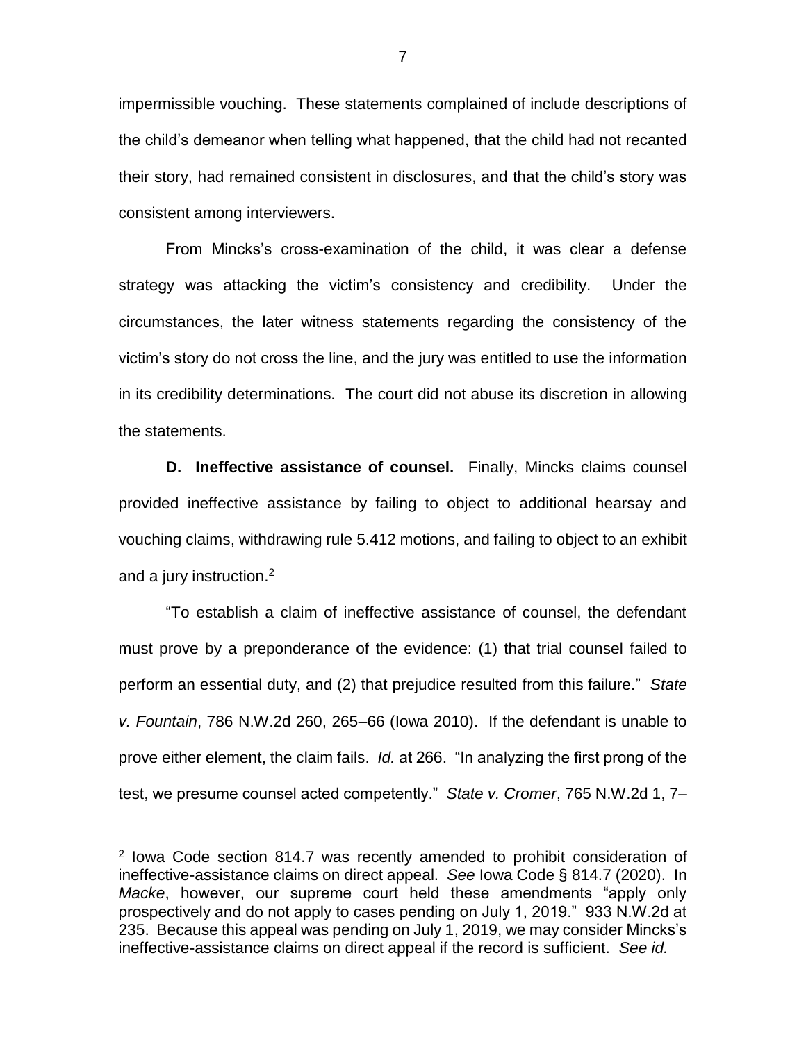impermissible vouching. These statements complained of include descriptions of the child's demeanor when telling what happened, that the child had not recanted their story, had remained consistent in disclosures, and that the child's story was consistent among interviewers.

From Mincks's cross-examination of the child, it was clear a defense strategy was attacking the victim's consistency and credibility. Under the circumstances, the later witness statements regarding the consistency of the victim's story do not cross the line, and the jury was entitled to use the information in its credibility determinations. The court did not abuse its discretion in allowing the statements.

**D. Ineffective assistance of counsel.** Finally, Mincks claims counsel provided ineffective assistance by failing to object to additional hearsay and vouching claims, withdrawing rule 5.412 motions, and failing to object to an exhibit and a jury instruction.[2]

"To establish a claim of ineffective assistance of counsel, the defendant must prove by a preponderance of the evidence: (1) that trial counsel failed to perform an essential duty, and (2) that prejudice resulted from this failure." *State v. Fountain*, 786 N.W.2d 260, 265–66 (Iowa 2010). If the defendant is unable to prove either element, the claim fails. *Id.* at 266. "In analyzing the first prong of the test, we presume counsel acted competently." *State v. Cromer*, 765 N.W.2d 1, 7–

---

[2] Iowa Code section 814.7 was recently amended to prohibit consideration of ineffective-assistance claims on direct appeal. *See* Iowa Code § 814.7 (2020). In *Macke*, however, our supreme court held these amendments "apply only prospectively and do not apply to cases pending on July 1, 2019." 933 N.W.2d at 235. Because this appeal was pending on July 1, 2019, we may consider Mincks's ineffective-assistance claims on direct appeal if the record is sufficient. *See id.*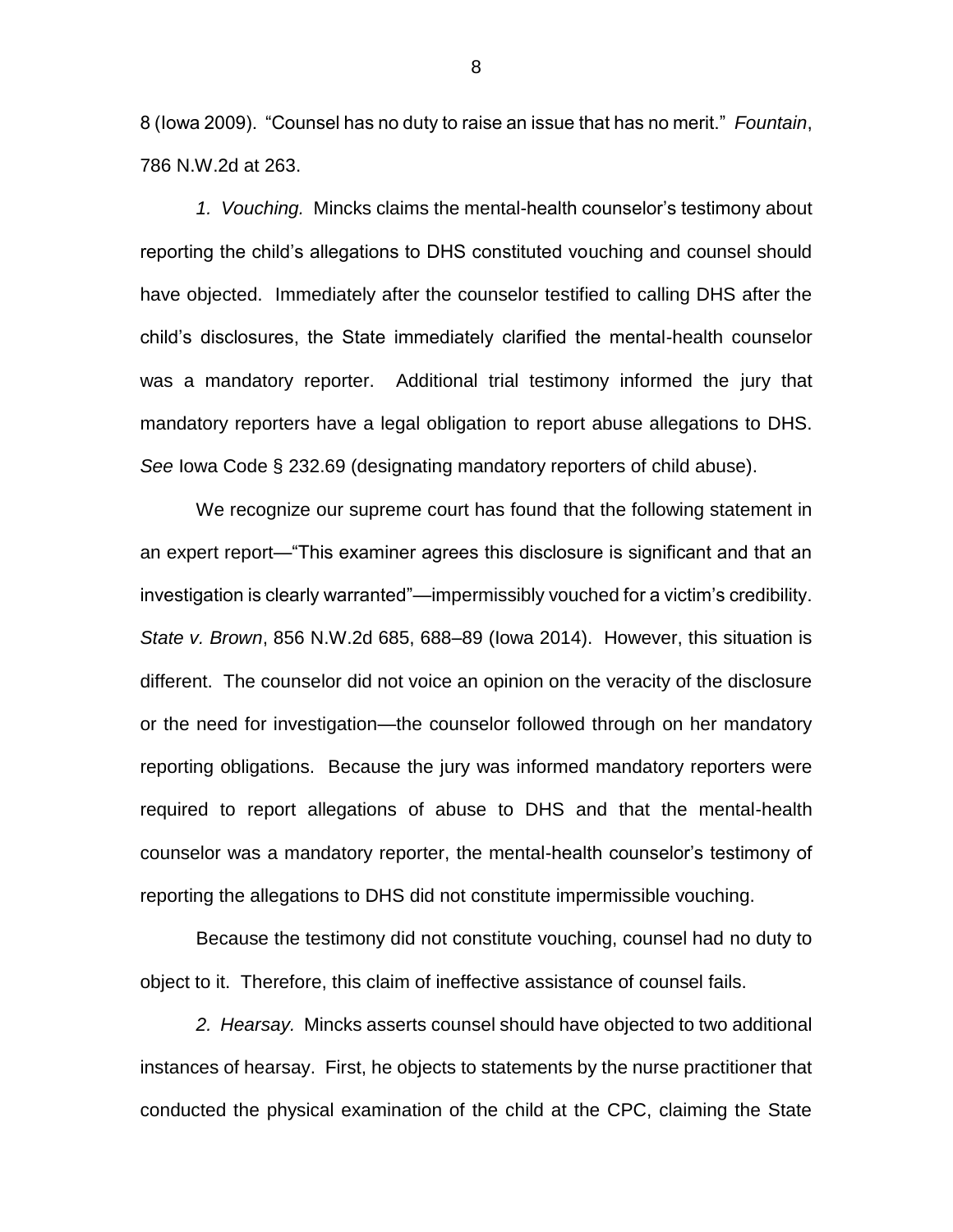8 (Iowa 2009). "Counsel has no duty to raise an issue that has no merit." *Fountain*, 786 N.W.2d at 263.

*1. Vouching.* Mincks claims the mental-health counselor's testimony about reporting the child's allegations to DHS constituted vouching and counsel should have objected. Immediately after the counselor testified to calling DHS after the child's disclosures, the State immediately clarified the mental-health counselor was a mandatory reporter. Additional trial testimony informed the jury that mandatory reporters have a legal obligation to report abuse allegations to DHS. *See* Iowa Code § 232.69 (designating mandatory reporters of child abuse).

We recognize our supreme court has found that the following statement in an expert report—"This examiner agrees this disclosure is significant and that an investigation is clearly warranted"—impermissibly vouched for a victim's credibility. *State v. Brown*, 856 N.W.2d 685, 688–89 (Iowa 2014). However, this situation is different. The counselor did not voice an opinion on the veracity of the disclosure or the need for investigation—the counselor followed through on her mandatory reporting obligations. Because the jury was informed mandatory reporters were required to report allegations of abuse to DHS and that the mental-health counselor was a mandatory reporter, the mental-health counselor's testimony of reporting the allegations to DHS did not constitute impermissible vouching.

Because the testimony did not constitute vouching, counsel had no duty to object to it. Therefore, this claim of ineffective assistance of counsel fails.

*2. Hearsay.* Mincks asserts counsel should have objected to two additional instances of hearsay. First, he objects to statements by the nurse practitioner that conducted the physical examination of the child at the CPC, claiming the State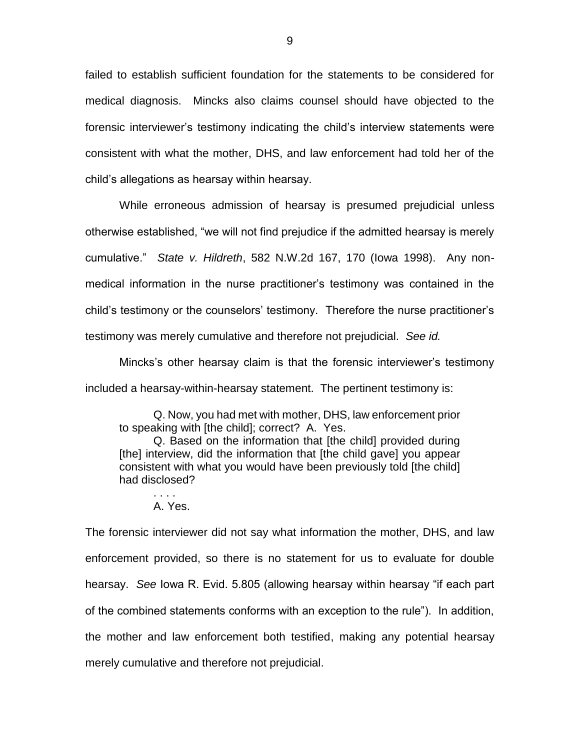failed to establish sufficient foundation for the statements to be considered for medical diagnosis. Mincks also claims counsel should have objected to the forensic interviewer's testimony indicating the child's interview statements were consistent with what the mother, DHS, and law enforcement had told her of the child's allegations as hearsay within hearsay.

While erroneous admission of hearsay is presumed prejudicial unless otherwise established, "we will not find prejudice if the admitted hearsay is merely cumulative." *State v. Hildreth*, 582 N.W.2d 167, 170 (Iowa 1998). Any non-medical information in the nurse practitioner's testimony was contained in the child's testimony or the counselors' testimony. Therefore the nurse practitioner's testimony was merely cumulative and therefore not prejudicial. *See id.*

Mincks's other hearsay claim is that the forensic interviewer's testimony included a hearsay-within-hearsay statement. The pertinent testimony is:

> Q. Now, you had met with mother, DHS, law enforcement prior to speaking with [the child]; correct? A. Yes.
>
> Q. Based on the information that [the child] provided during [the] interview, did the information that [the child gave] you appear consistent with what you would have been previously told [the child] had disclosed?
>
> . . . .
>
> A. Yes.

The forensic interviewer did not say what information the mother, DHS, and law enforcement provided, so there is no statement for us to evaluate for double hearsay. *See* Iowa R. Evid. 5.805 (allowing hearsay within hearsay "if each part of the combined statements conforms with an exception to the rule"). In addition, the mother and law enforcement both testified, making any potential hearsay merely cumulative and therefore not prejudicial.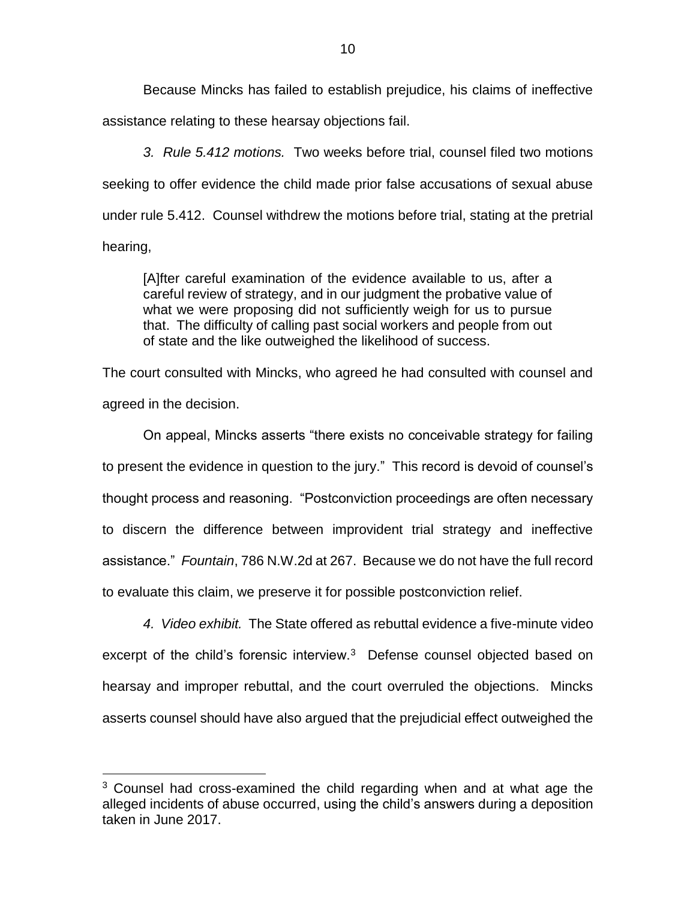Because Mincks has failed to establish prejudice, his claims of ineffective assistance relating to these hearsay objections fail.

*3. Rule 5.412 motions.* Two weeks before trial, counsel filed two motions seeking to offer evidence the child made prior false accusations of sexual abuse under rule 5.412. Counsel withdrew the motions before trial, stating at the pretrial hearing,

> [A]fter careful examination of the evidence available to us, after a careful review of strategy, and in our judgment the probative value of what we were proposing did not sufficiently weigh for us to pursue that. The difficulty of calling past social workers and people from out of state and the like outweighed the likelihood of success.

The court consulted with Mincks, who agreed he had consulted with counsel and agreed in the decision.

On appeal, Mincks asserts "there exists no conceivable strategy for failing to present the evidence in question to the jury." This record is devoid of counsel's thought process and reasoning. "Postconviction proceedings are often necessary to discern the difference between improvident trial strategy and ineffective assistance." *Fountain*, 786 N.W.2d at 267. Because we do not have the full record to evaluate this claim, we preserve it for possible postconviction relief.

*4. Video exhibit.* The State offered as rebuttal evidence a five-minute video excerpt of the child's forensic interview.[3] Defense counsel objected based on hearsay and improper rebuttal, and the court overruled the objections. Mincks asserts counsel should have also argued that the prejudicial effect outweighed the

---

[3] Counsel had cross-examined the child regarding when and at what age the alleged incidents of abuse occurred, using the child's answers during a deposition taken in June 2017.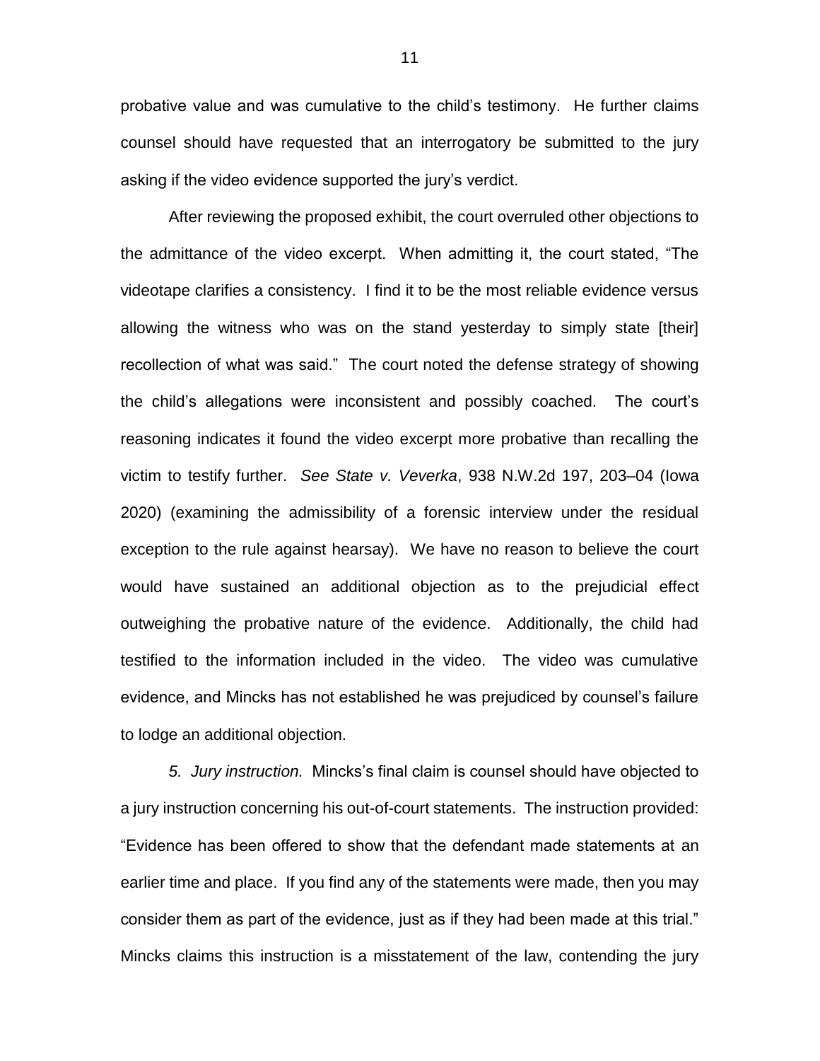probative value and was cumulative to the child's testimony. He further claims counsel should have requested that an interrogatory be submitted to the jury asking if the video evidence supported the jury's verdict.

After reviewing the proposed exhibit, the court overruled other objections to the admittance of the video excerpt. When admitting it, the court stated, "The videotape clarifies a consistency. I find it to be the most reliable evidence versus allowing the witness who was on the stand yesterday to simply state [their] recollection of what was said." The court noted the defense strategy of showing the child's allegations were inconsistent and possibly coached. The court's reasoning indicates it found the video excerpt more probative than recalling the victim to testify further. *See State v. Veverka*, 938 N.W.2d 197, 203–04 (Iowa 2020) (examining the admissibility of a forensic interview under the residual exception to the rule against hearsay). We have no reason to believe the court would have sustained an additional objection as to the prejudicial effect outweighing the probative nature of the evidence. Additionally, the child had testified to the information included in the video. The video was cumulative evidence, and Mincks has not established he was prejudiced by counsel's failure to lodge an additional objection.

*5. Jury instruction.* Mincks's final claim is counsel should have objected to a jury instruction concerning his out-of-court statements. The instruction provided: "Evidence has been offered to show that the defendant made statements at an earlier time and place. If you find any of the statements were made, then you may consider them as part of the evidence, just as if they had been made at this trial." Mincks claims this instruction is a misstatement of the law, contending the jury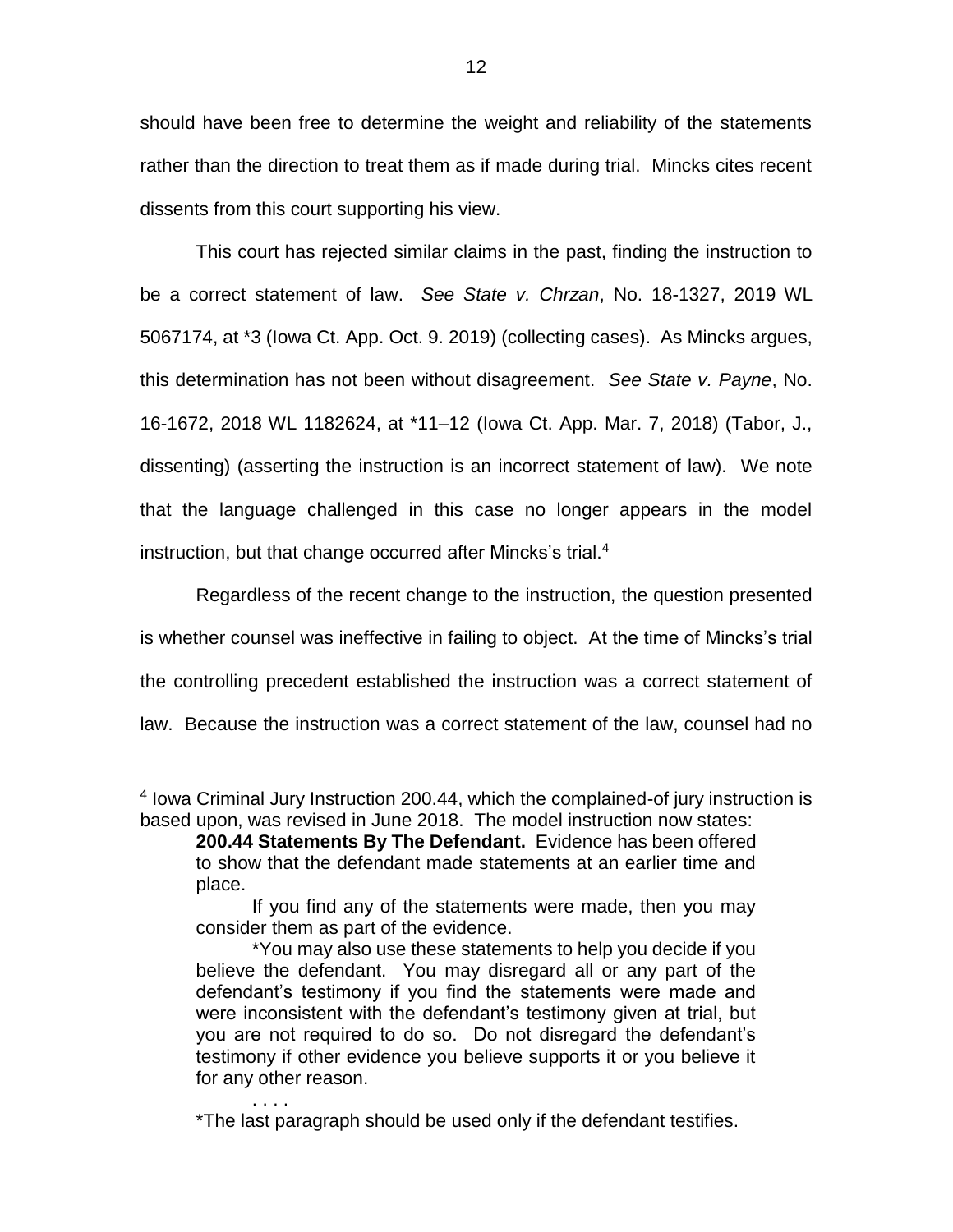should have been free to determine the weight and reliability of the statements rather than the direction to treat them as if made during trial. Mincks cites recent dissents from this court supporting his view.

This court has rejected similar claims in the past, finding the instruction to be a correct statement of law. *See State v. Chrzan*, No. 18-1327, 2019 WL 5067174, at *3 (Iowa Ct. App. Oct. 9. 2019) (collecting cases). As Mincks argues, this determination has not been without disagreement. *See State v. Payne*, No. 16-1672, 2018 WL 1182624, at *11–12 (Iowa Ct. App. Mar. 7, 2018) (Tabor, J., dissenting) (asserting the instruction is an incorrect statement of law). We note that the language challenged in this case no longer appears in the model instruction, but that change occurred after Mincks's trial.[4]

Regardless of the recent change to the instruction, the question presented is whether counsel was ineffective in failing to object. At the time of Mincks's trial the controlling precedent established the instruction was a correct statement of law. Because the instruction was a correct statement of the law, counsel had no

---

[4] Iowa Criminal Jury Instruction 200.44, which the complained-of jury instruction is based upon, was revised in June 2018. The model instruction now states:

> **200.44 Statements By The Defendant.** Evidence has been offered to show that the defendant made statements at an earlier time and place.
>
> If you find any of the statements were made, then you may consider them as part of the evidence.
>
> *You may also use these statements to help you decide if you believe the defendant. You may disregard all or any part of the defendant's testimony if you find the statements were made and were inconsistent with the defendant's testimony given at trial, but you are not required to do so. Do not disregard the defendant's testimony if other evidence you believe supports it or you believe it for any other reason.
>
> . . . .
>
> *The last paragraph should be used only if the defendant testifies.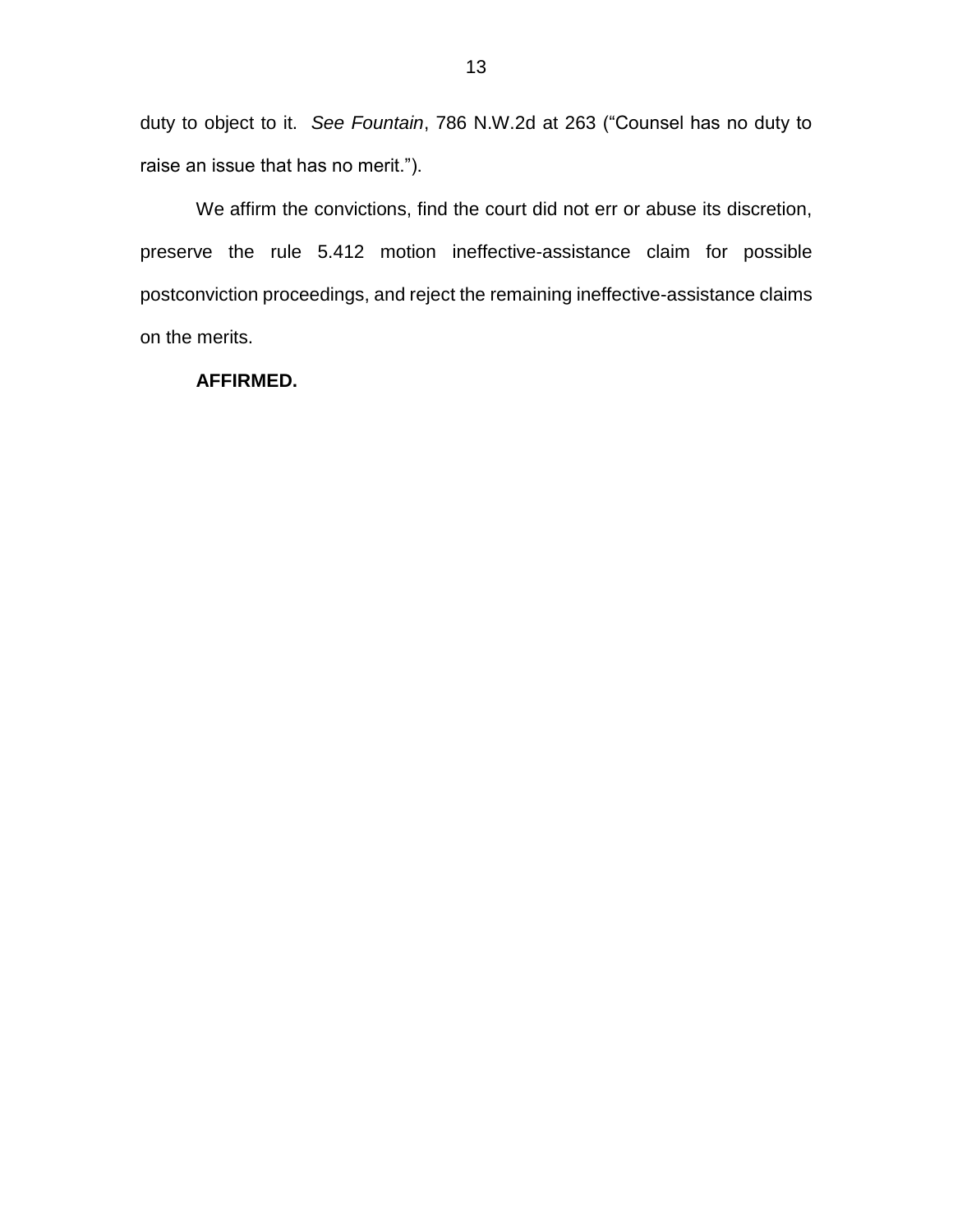duty to object to it. *See Fountain*, 786 N.W.2d at 263 ("Counsel has no duty to raise an issue that has no merit.").

We affirm the convictions, find the court did not err or abuse its discretion, preserve the rule 5.412 motion ineffective-assistance claim for possible postconviction proceedings, and reject the remaining ineffective-assistance claims on the merits.

**AFFIRMED.**